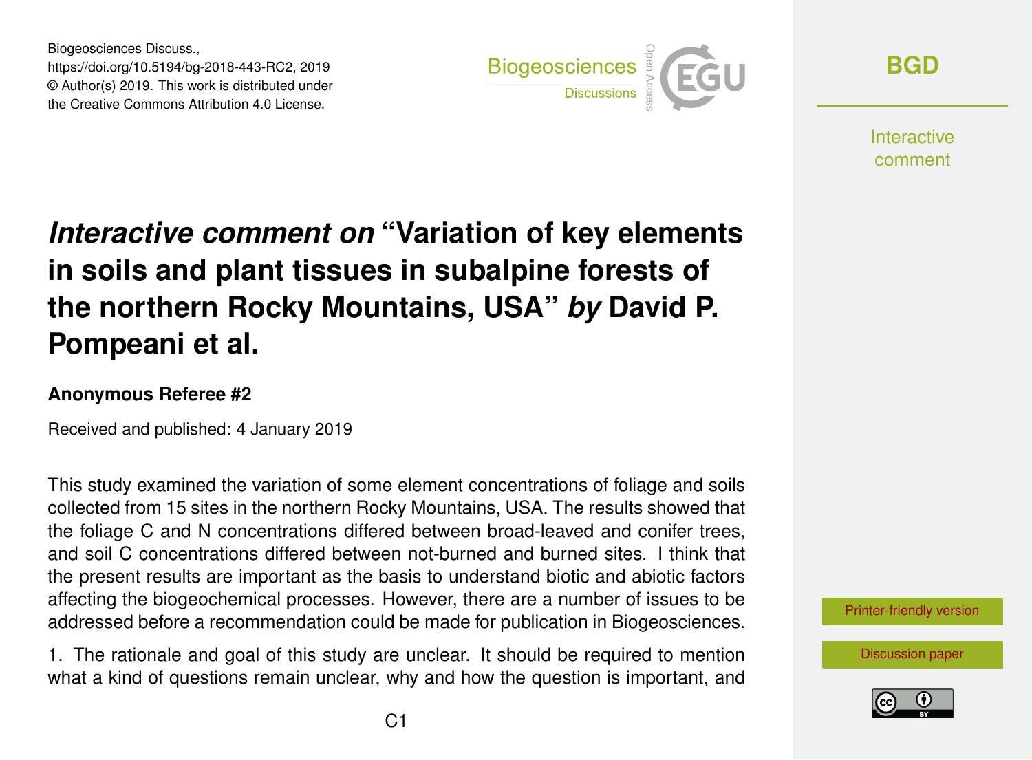Biogeosciences Discuss.,
https://doi.org/10.5194/bg-2018-443-RC2, 2019
© Author(s) 2019. This work is distributed under
the Creative Commons Attribution 4.0 License.

# *Interactive comment on* "Variation of key elements in soils and plant tissues in subalpine forests of the northern Rocky Mountains, USA" *by* David P. Pompeani et al.

### Anonymous Referee #2

Received and published: 4 January 2019

This study examined the variation of some element concentrations of foliage and soils collected from 15 sites in the northern Rocky Mountains, USA. The results showed that the foliage C and N concentrations differed between broad-leaved and conifer trees, and soil C concentrations differed between not-burned and burned sites. I think that the present results are important as the basis to understand biotic and abiotic factors affecting the biogeochemical processes. However, there are a number of issues to be addressed before a recommendation could be made for publication in Biogeosciences.

1. The rationale and goal of this study are unclear. It should be required to mention what a kind of questions remain unclear, why and how the question is important, and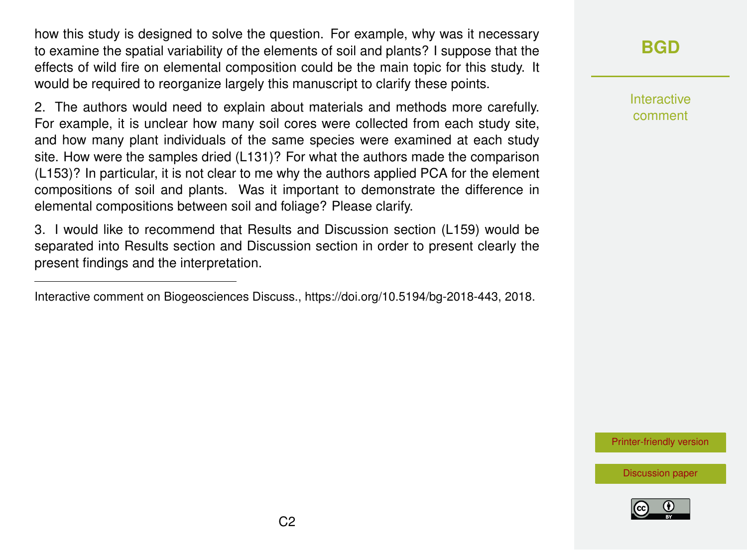how this study is designed to solve the question. For example, why was it necessary to examine the spatial variability of the elements of soil and plants? I suppose that the effects of wild fire on elemental composition could be the main topic for this study. It would be required to reorganize largely this manuscript to clarify these points.

2. The authors would need to explain about materials and methods more carefully. For example, it is unclear how many soil cores were collected from each study site, and how many plant individuals of the same species were examined at each study site. How were the samples dried (L131)? For what the authors made the comparison (L153)? In particular, it is not clear to me why the authors applied PCA for the element compositions of soil and plants. Was it important to demonstrate the difference in elemental compositions between soil and foliage? Please clarify.

3. I would like to recommend that Results and Discussion section (L159) would be separated into Results section and Discussion section in order to present clearly the present findings and the interpretation.

---

Interactive comment on Biogeosciences Discuss., https://doi.org/10.5194/bg-2018-443, 2018.